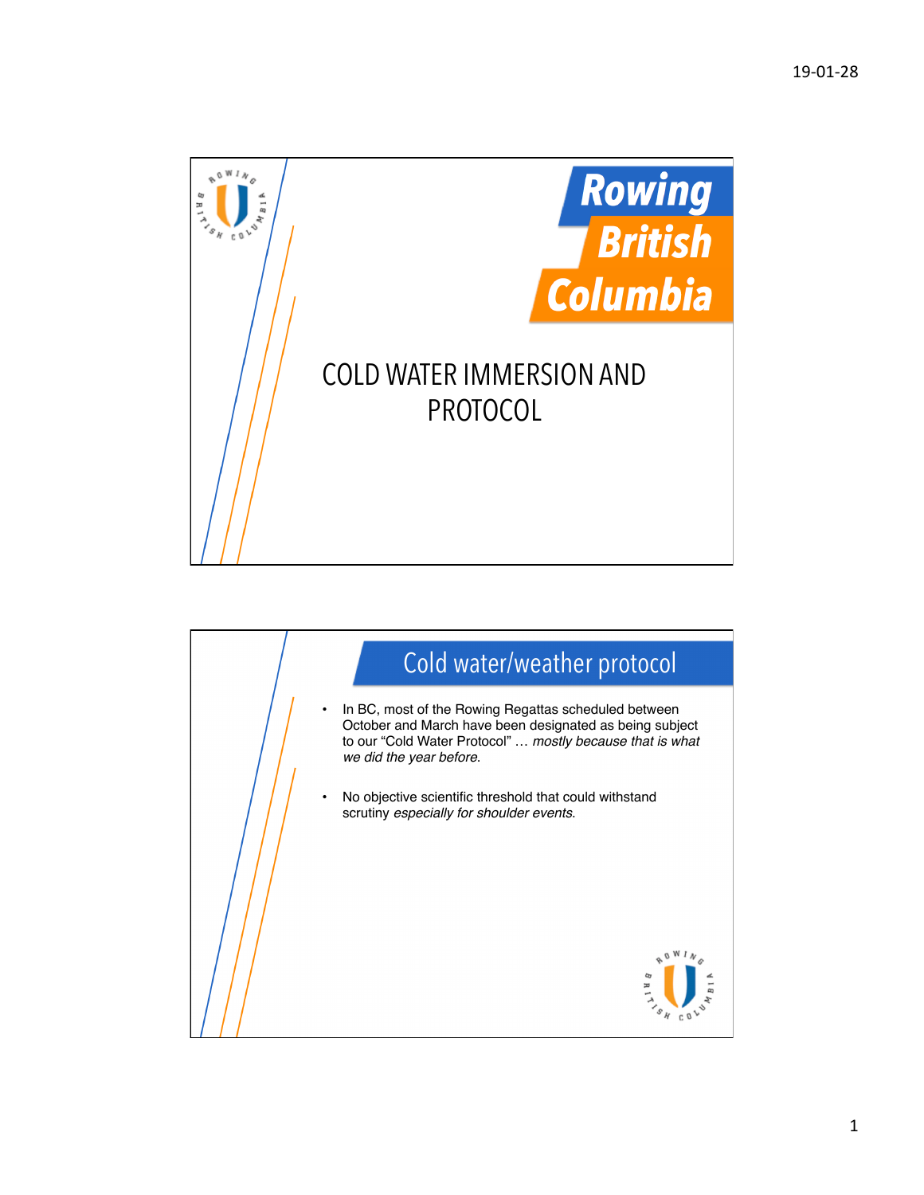# Rowing British Columbia

## COLD WATER IMMERSION AND PROTOCOL

## Cold water/weather protocol

- In BC, most of the Rowing Regattas scheduled between October and March have been designated as being subject to our "Cold Water Protocol" … *mostly because that is what we did the year before.*
- No objective scientific threshold that could withstand scrutiny *especially for shoulder events*.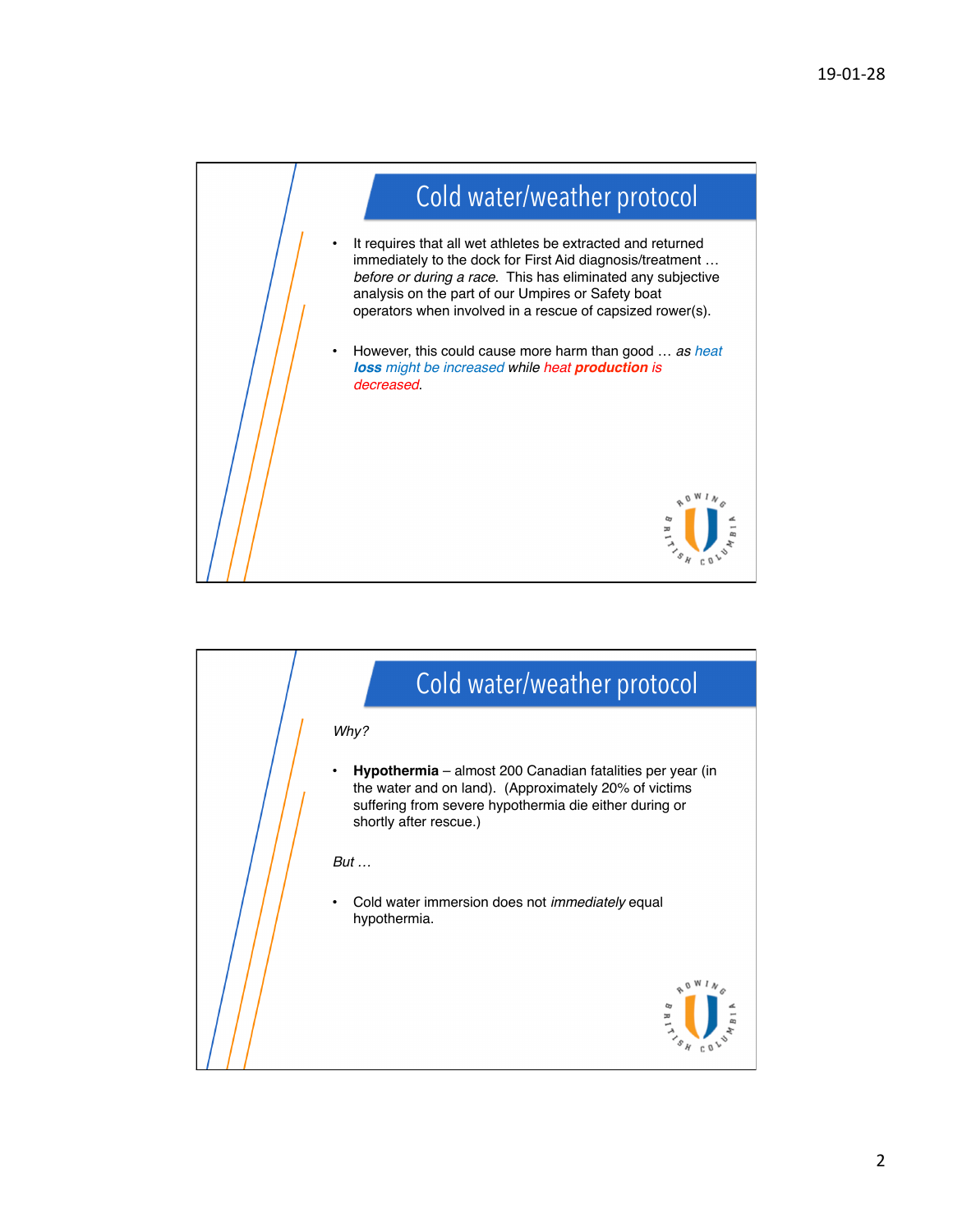## Cold water/weather protocol

- It requires that all wet athletes be extracted and returned immediately to the dock for First Aid diagnosis/treatment … *before or during a race*. This has eliminated any subjective analysis on the part of our Umpires or Safety boat operators when involved in a rescue of capsized rower(s).

- However, this could cause more harm than good … *as heat **loss** might be increased* while *heat **production** is decreased*.

## Cold water/weather protocol

*Why?*

- **Hypothermia** – almost 200 Canadian fatalities per year (in the water and on land). (Approximately 20% of victims suffering from severe hypothermia die either during or shortly after rescue.)

*But …*

- Cold water immersion does not *immediately* equal hypothermia.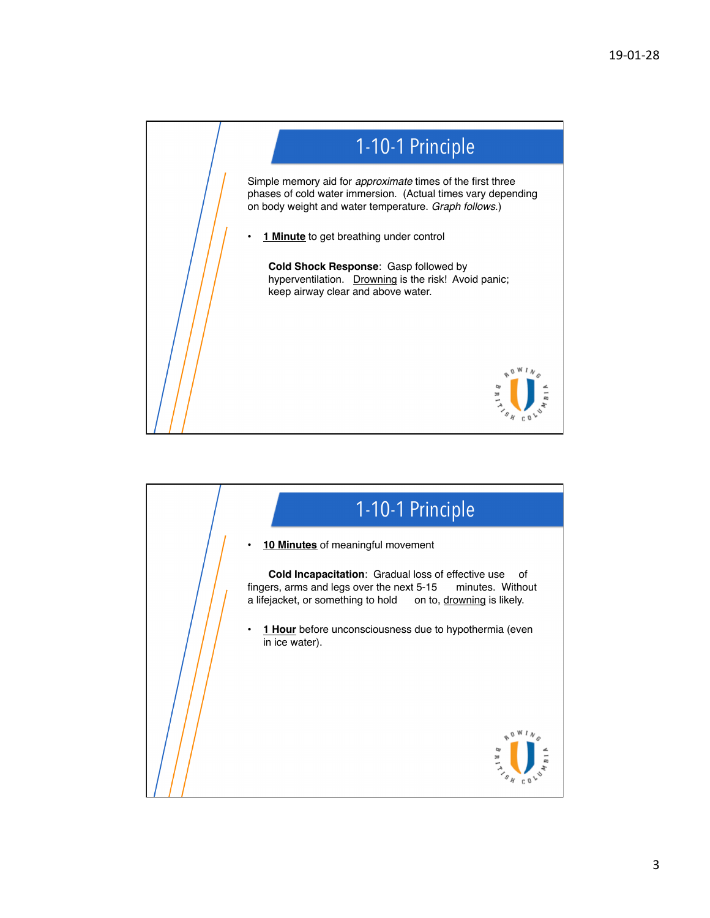## 1-10-1 Principle

Simple memory aid for *approximate* times of the first three phases of cold water immersion. (Actual times vary depending on body weight and water temperature. *Graph follows.*)

- **1 Minute** to get breathing under control

  **Cold Shock Response**: Gasp followed by hyperventilation. Drowning is the risk! Avoid panic; keep airway clear and above water.

## 1-10-1 Principle

- **10 Minutes** of meaningful movement

  **Cold Incapacitation**: Gradual loss of effective use of fingers, arms and legs over the next 5-15 minutes. Without a lifejacket, or something to hold on to, drowning is likely.

- **1 Hour** before unconsciousness due to hypothermia (even in ice water).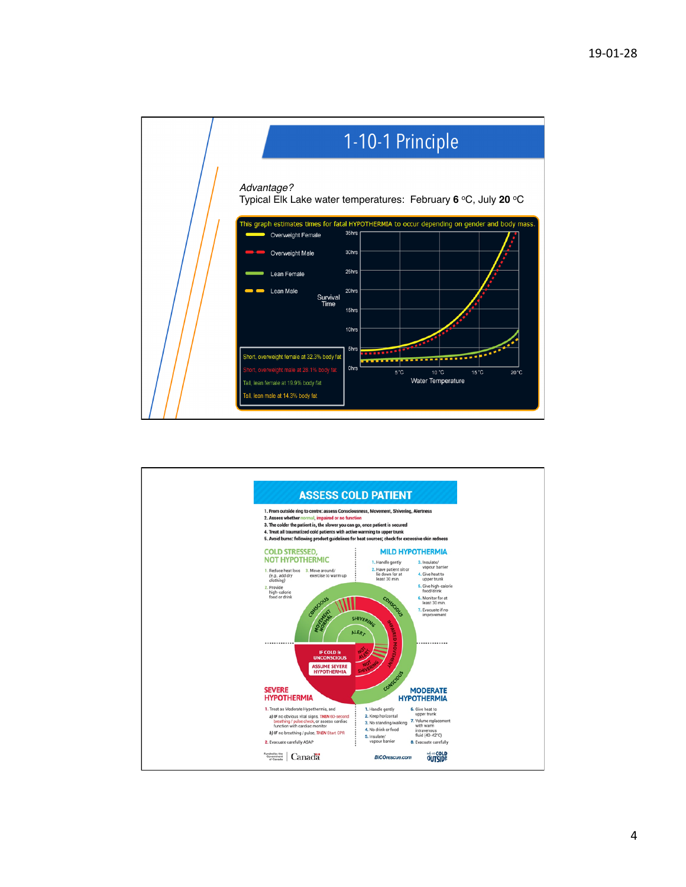# 1-10-1 Principle

*Advantage?*

Typical Elk Lake water temperatures: February **6** °C, July **20** °C

This graph estimates times for fatal HYPOTHERMIA to occur depending on gender and body mass.

- Overweight Female
- Overweight Male
- Lean Female
- Lean Male

Survival Time (0hrs – 35hrs) vs. Water Temperature (5 °C – 20 °C)

- Short, overweight female at 32.3% body fat
- Short, overweight male at 28.1% body fat
- Tall, lean female at 19.9% body fat
- Tall, lean male at 14.3% body fat

# ASSESS COLD PATIENT

1. From outside ring to centre: assess Consciousness, Movement, Shivering, Alertness
2. Assess whether normal, impaired or no function
3. The colder the patient is, the slower you can go, once patient is secured
4. Treat all traumatized cold patients with active warming to upper trunk
5. Avoid burns: following product guidelines for heat sources; check for excessive skin redness

## COLD STRESSED, NOT HYPOTHERMIC

1. Reduce heat loss (e.g. add dry clothing)
2. Provide high-calorie food or drink
3. Move around/ exercise to warm up

## MILD HYPOTHERMIA

1. Handle gently
2. Have patient sit or lie down for at least 30 min
3. Insulate/ vapour barrier
4. Give heat to upper trunk
5. Give high-calorie food/drink
6. Monitor for at least 30 min
7. Evacuate if no improvement

IF COLD & UNCONSCIOUS — ASSUME SEVERE HYPOTHERMIA

## SEVERE HYPOTHERMIA

1. Treat as Moderate Hypothermia, and
   a) IF no obvious vital signs, THEN 60-second breathing / pulse check, or assess cardiac function with cardiac monitor
   b) IF no breathing / pulse, THEN Start CPR
2. Evacuate carefully ASAP

## MODERATE HYPOTHERMIA

1. Handle gently
2. Keep horizontal
3. No standing/walking
4. No drink or food
5. Insulate/ vapour barrier
6. Give heat to upper trunk
7. Volume replacement with warm intravenous fluid (40-42°C)
8. Evacuate carefully

Funded by the Government of Canada | Canada — BICOrescue.com — COLD OUTSIDE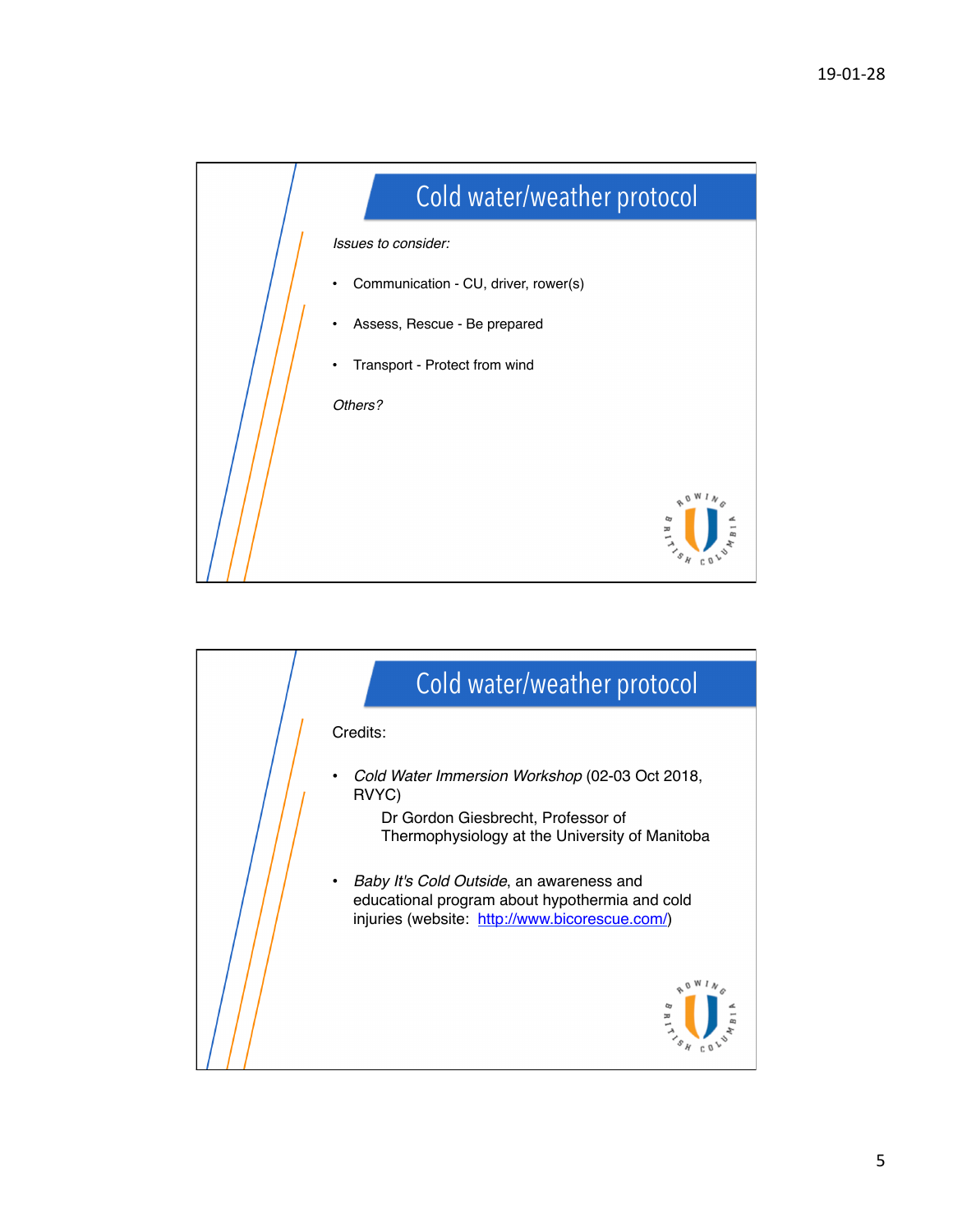## Cold water/weather protocol

*Issues to consider:*

- Communication - CU, driver, rower(s)
- Assess, Rescue - Be prepared
- Transport - Protect from wind

*Others?*

## Cold water/weather protocol

Credits:

- *Cold Water Immersion Workshop* (02-03 Oct 2018, RVYC)

  Dr Gordon Giesbrecht, Professor of Thermophysiology at the University of Manitoba

- *Baby It's Cold Outside*, an awareness and educational program about hypothermia and cold injuries (website: http://www.bicorescue.com/)